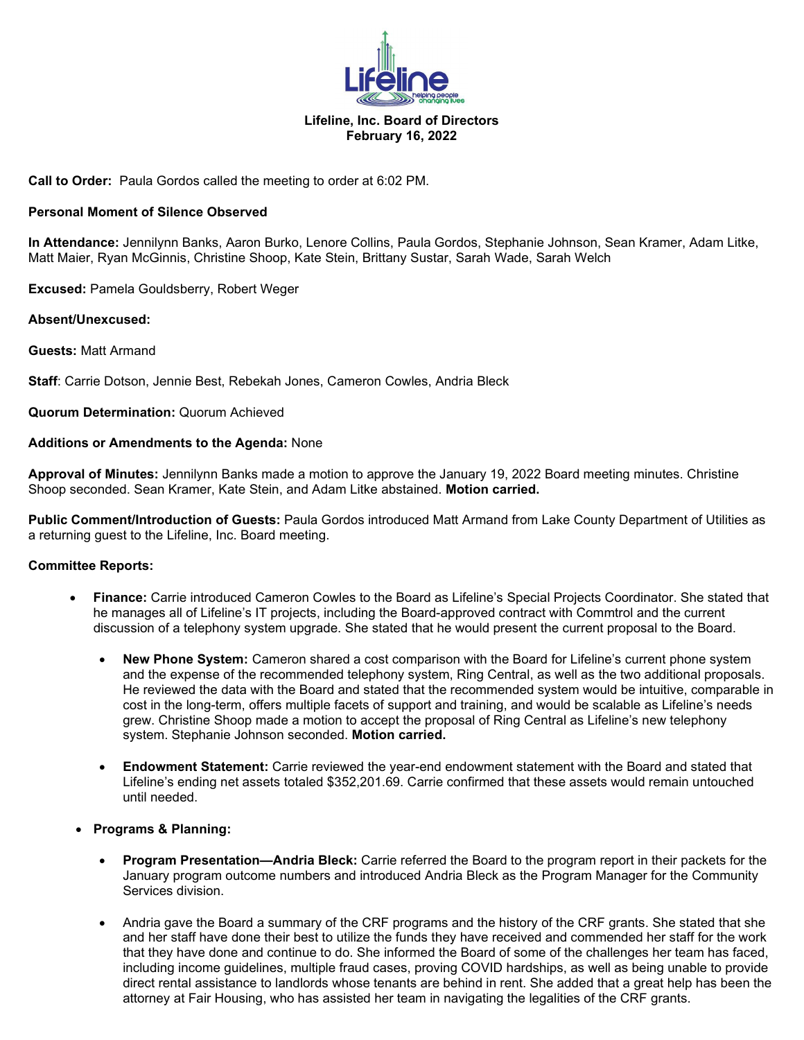**Lifeline, Inc. Board of Directors**
**February 16, 2022**

**Call to Order:** Paula Gordos called the meeting to order at 6:02 PM.

**Personal Moment of Silence Observed**

**In Attendance:** Jennilynn Banks, Aaron Burko, Lenore Collins, Paula Gordos, Stephanie Johnson, Sean Kramer, Adam Litke, Matt Maier, Ryan McGinnis, Christine Shoop, Kate Stein, Brittany Sustar, Sarah Wade, Sarah Welch

**Excused:** Pamela Gouldsberry, Robert Weger

**Absent/Unexcused:**

**Guests:** Matt Armand

**Staff**: Carrie Dotson, Jennie Best, Rebekah Jones, Cameron Cowles, Andria Bleck

**Quorum Determination:** Quorum Achieved

**Additions or Amendments to the Agenda:** None

**Approval of Minutes:** Jennilynn Banks made a motion to approve the January 19, 2022 Board meeting minutes. Christine Shoop seconded. Sean Kramer, Kate Stein, and Adam Litke abstained. **Motion carried.**

**Public Comment/Introduction of Guests:** Paula Gordos introduced Matt Armand from Lake County Department of Utilities as a returning guest to the Lifeline, Inc. Board meeting.

**Committee Reports:**

- **Finance:** Carrie introduced Cameron Cowles to the Board as Lifeline's Special Projects Coordinator. She stated that he manages all of Lifeline's IT projects, including the Board-approved contract with Commtrol and the current discussion of a telephony system upgrade. She stated that he would present the current proposal to the Board.
  - **New Phone System:** Cameron shared a cost comparison with the Board for Lifeline's current phone system and the expense of the recommended telephony system, Ring Central, as well as the two additional proposals. He reviewed the data with the Board and stated that the recommended system would be intuitive, comparable in cost in the long-term, offers multiple facets of support and training, and would be scalable as Lifeline's needs grew. Christine Shoop made a motion to accept the proposal of Ring Central as Lifeline's new telephony system. Stephanie Johnson seconded. **Motion carried.**
  - **Endowment Statement:** Carrie reviewed the year-end endowment statement with the Board and stated that Lifeline's ending net assets totaled $352,201.69. Carrie confirmed that these assets would remain untouched until needed.
- **Programs & Planning:**
  - **Program Presentation—Andria Bleck:** Carrie referred the Board to the program report in their packets for the January program outcome numbers and introduced Andria Bleck as the Program Manager for the Community Services division.
  - Andria gave the Board a summary of the CRF programs and the history of the CRF grants. She stated that she and her staff have done their best to utilize the funds they have received and commended her staff for the work that they have done and continue to do. She informed the Board of some of the challenges her team has faced, including income guidelines, multiple fraud cases, proving COVID hardships, as well as being unable to provide direct rental assistance to landlords whose tenants are behind in rent. She added that a great help has been the attorney at Fair Housing, who has assisted her team in navigating the legalities of the CRF grants.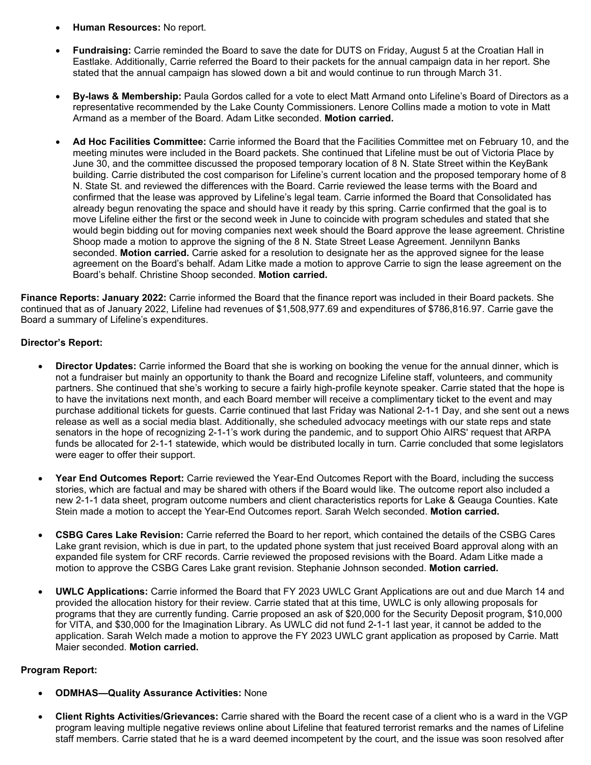- **Human Resources:** No report.

- **Fundraising:** Carrie reminded the Board to save the date for DUTS on Friday, August 5 at the Croatian Hall in Eastlake. Additionally, Carrie referred the Board to their packets for the annual campaign data in her report. She stated that the annual campaign has slowed down a bit and would continue to run through March 31.

- **By-laws & Membership:** Paula Gordos called for a vote to elect Matt Armand onto Lifeline's Board of Directors as a representative recommended by the Lake County Commissioners. Lenore Collins made a motion to vote in Matt Armand as a member of the Board. Adam Litke seconded. **Motion carried.**

- **Ad Hoc Facilities Committee:** Carrie informed the Board that the Facilities Committee met on February 10, and the meeting minutes were included in the Board packets. She continued that Lifeline must be out of Victoria Place by June 30, and the committee discussed the proposed temporary location of 8 N. State Street within the KeyBank building. Carrie distributed the cost comparison for Lifeline's current location and the proposed temporary home of 8 N. State St. and reviewed the differences with the Board. Carrie reviewed the lease terms with the Board and confirmed that the lease was approved by Lifeline's legal team. Carrie informed the Board that Consolidated has already begun renovating the space and should have it ready by this spring. Carrie confirmed that the goal is to move Lifeline either the first or the second week in June to coincide with program schedules and stated that she would begin bidding out for moving companies next week should the Board approve the lease agreement. Christine Shoop made a motion to approve the signing of the 8 N. State Street Lease Agreement. Jennilynn Banks seconded. **Motion carried.** Carrie asked for a resolution to designate her as the approved signee for the lease agreement on the Board's behalf. Adam Litke made a motion to approve Carrie to sign the lease agreement on the Board's behalf. Christine Shoop seconded. **Motion carried.**

**Finance Reports: January 2022:** Carrie informed the Board that the finance report was included in their Board packets. She continued that as of January 2022, Lifeline had revenues of $1,508,977.69 and expenditures of $786,816.97. Carrie gave the Board a summary of Lifeline's expenditures.

**Director's Report:**

- **Director Updates:** Carrie informed the Board that she is working on booking the venue for the annual dinner, which is not a fundraiser but mainly an opportunity to thank the Board and recognize Lifeline staff, volunteers, and community partners. She continued that she's working to secure a fairly high-profile keynote speaker. Carrie stated that the hope is to have the invitations next month, and each Board member will receive a complimentary ticket to the event and may purchase additional tickets for guests. Carrie continued that last Friday was National 2-1-1 Day, and she sent out a news release as well as a social media blast. Additionally, she scheduled advocacy meetings with our state reps and state senators in the hope of recognizing 2-1-1's work during the pandemic, and to support Ohio AIRS' request that ARPA funds be allocated for 2-1-1 statewide, which would be distributed locally in turn. Carrie concluded that some legislators were eager to offer their support.

- **Year End Outcomes Report:** Carrie reviewed the Year-End Outcomes Report with the Board, including the success stories, which are factual and may be shared with others if the Board would like. The outcome report also included a new 2-1-1 data sheet, program outcome numbers and client characteristics reports for Lake & Geauga Counties. Kate Stein made a motion to accept the Year-End Outcomes report. Sarah Welch seconded. **Motion carried.**

- **CSBG Cares Lake Revision:** Carrie referred the Board to her report, which contained the details of the CSBG Cares Lake grant revision, which is due in part, to the updated phone system that just received Board approval along with an expanded file system for CRF records. Carrie reviewed the proposed revisions with the Board. Adam Litke made a motion to approve the CSBG Cares Lake grant revision. Stephanie Johnson seconded. **Motion carried.**

- **UWLC Applications:** Carrie informed the Board that FY 2023 UWLC Grant Applications are out and due March 14 and provided the allocation history for their review. Carrie stated that at this time, UWLC is only allowing proposals for programs that they are currently funding. Carrie proposed an ask of $20,000 for the Security Deposit program, $10,000 for VITA, and $30,000 for the Imagination Library. As UWLC did not fund 2-1-1 last year, it cannot be added to the application. Sarah Welch made a motion to approve the FY 2023 UWLC grant application as proposed by Carrie. Matt Maier seconded. **Motion carried.**

**Program Report:**

- **ODMHAS—Quality Assurance Activities:** None

- **Client Rights Activities/Grievances:** Carrie shared with the Board the recent case of a client who is a ward in the VGP program leaving multiple negative reviews online about Lifeline that featured terrorist remarks and the names of Lifeline staff members. Carrie stated that he is a ward deemed incompetent by the court, and the issue was soon resolved after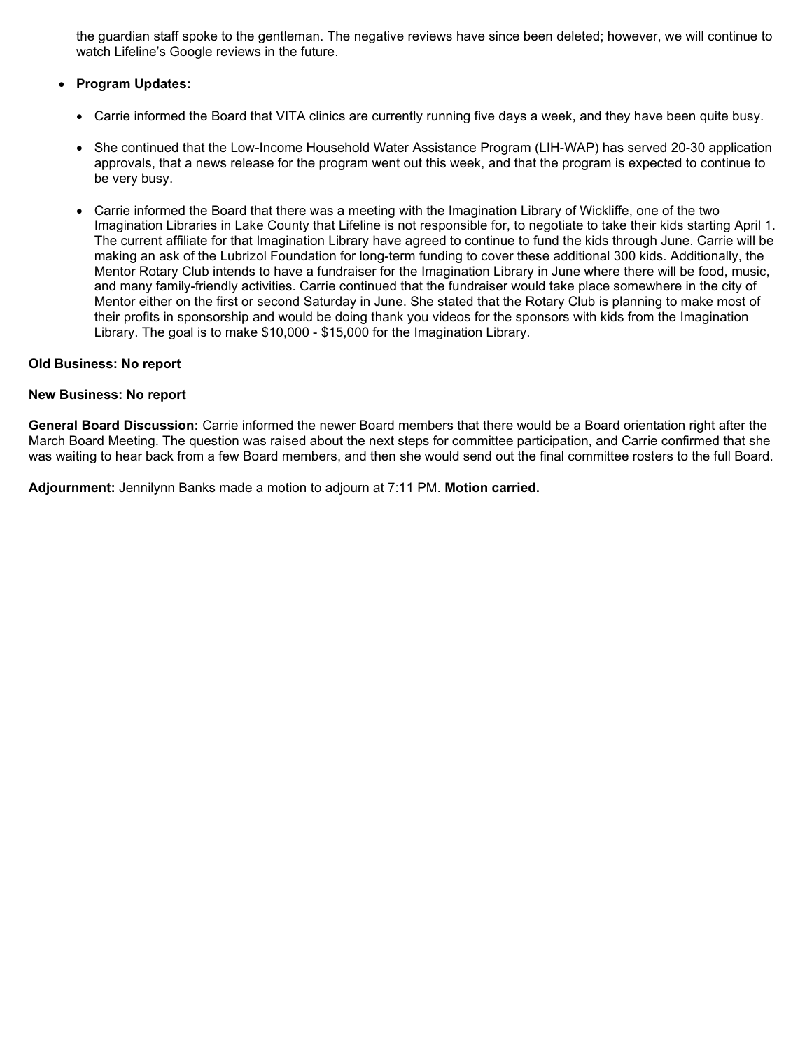the guardian staff spoke to the gentleman. The negative reviews have since been deleted; however, we will continue to watch Lifeline's Google reviews in the future.

- **Program Updates:**
  - Carrie informed the Board that VITA clinics are currently running five days a week, and they have been quite busy.
  - She continued that the Low-Income Household Water Assistance Program (LIH-WAP) has served 20-30 application approvals, that a news release for the program went out this week, and that the program is expected to continue to be very busy.
  - Carrie informed the Board that there was a meeting with the Imagination Library of Wickliffe, one of the two Imagination Libraries in Lake County that Lifeline is not responsible for, to negotiate to take their kids starting April 1. The current affiliate for that Imagination Library have agreed to continue to fund the kids through June. Carrie will be making an ask of the Lubrizol Foundation for long-term funding to cover these additional 300 kids. Additionally, the Mentor Rotary Club intends to have a fundraiser for the Imagination Library in June where there will be food, music, and many family-friendly activities. Carrie continued that the fundraiser would take place somewhere in the city of Mentor either on the first or second Saturday in June. She stated that the Rotary Club is planning to make most of their profits in sponsorship and would be doing thank you videos for the sponsors with kids from the Imagination Library. The goal is to make $10,000 - $15,000 for the Imagination Library.

**Old Business: No report**

**New Business: No report**

**General Board Discussion:** Carrie informed the newer Board members that there would be a Board orientation right after the March Board Meeting. The question was raised about the next steps for committee participation, and Carrie confirmed that she was waiting to hear back from a few Board members, and then she would send out the final committee rosters to the full Board.

**Adjournment:** Jennilynn Banks made a motion to adjourn at 7:11 PM. **Motion carried.**